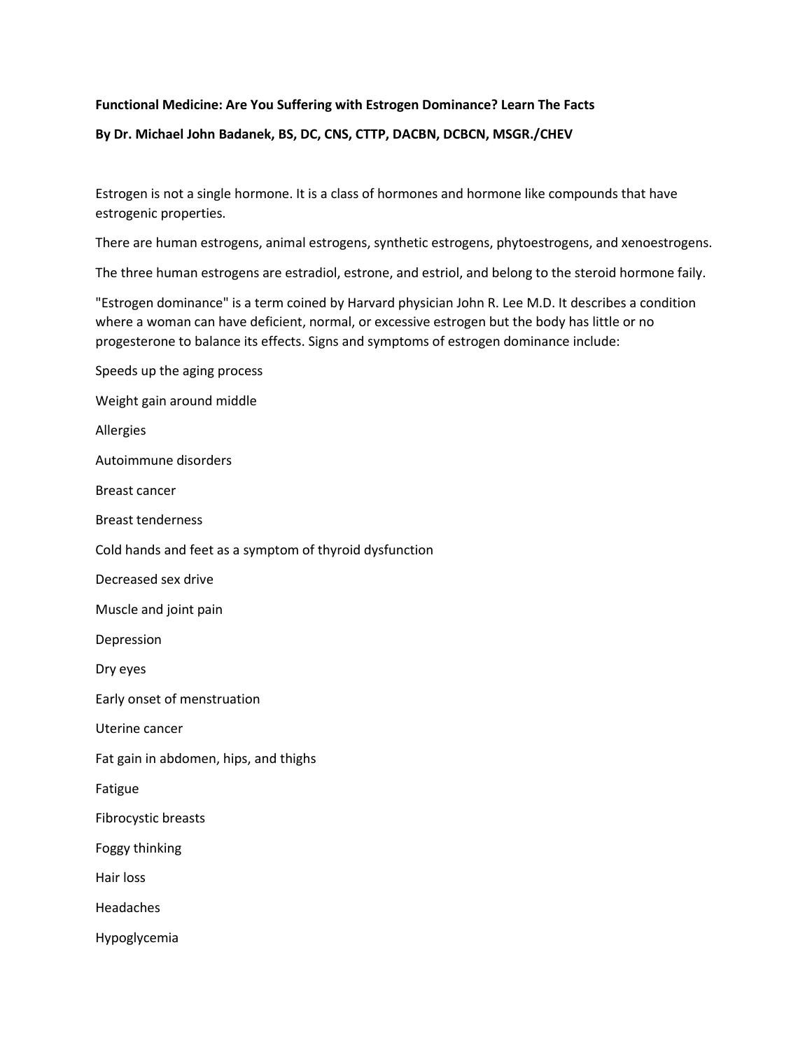**Functional Medicine: Are You Suffering with Estrogen Dominance? Learn The Facts**

**By Dr. Michael John Badanek, BS, DC, CNS, CTTP, DACBN, DCBCN, MSGR./CHEV**

Estrogen is not a single hormone. It is a class of hormones and hormone like compounds that have estrogenic properties.

There are human estrogens, animal estrogens, synthetic estrogens, phytoestrogens, and xenoestrogens.

The three human estrogens are estradiol, estrone, and estriol, and belong to the steroid hormone faily.

"Estrogen dominance" is a term coined by Harvard physician John R. Lee M.D. It describes a condition where a woman can have deficient, normal, or excessive estrogen but the body has little or no progesterone to balance its effects. Signs and symptoms of estrogen dominance include:

Speeds up the aging process

Weight gain around middle

Allergies

Autoimmune disorders

Breast cancer

Breast tenderness

Cold hands and feet as a symptom of thyroid dysfunction

Decreased sex drive

Muscle and joint pain

Depression

Dry eyes

Early onset of menstruation

Uterine cancer

Fat gain in abdomen, hips, and thighs

Fatigue

Fibrocystic breasts

Foggy thinking

Hair loss

Headaches

Hypoglycemia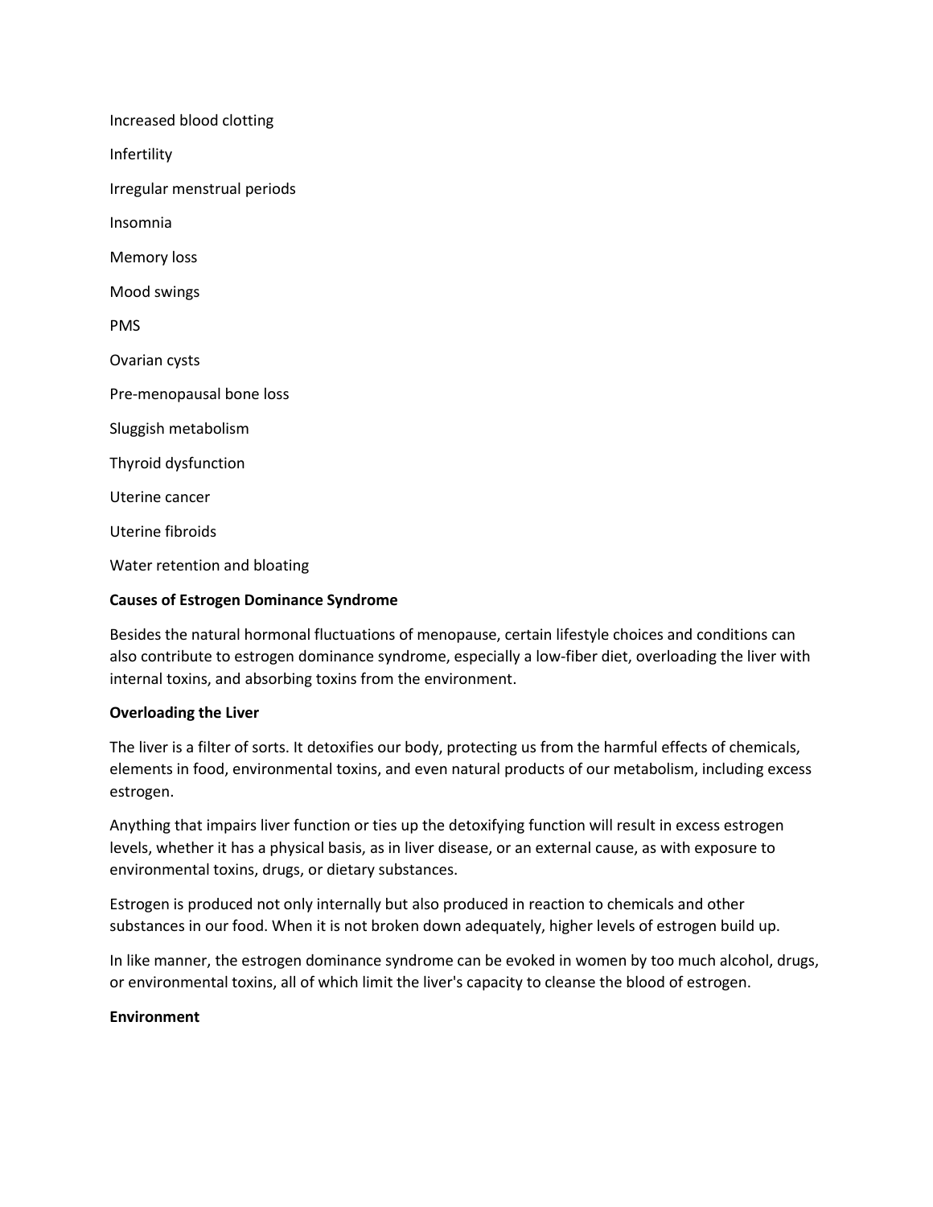Increased blood clotting

Infertility

Irregular menstrual periods

Insomnia

Memory loss

Mood swings

PMS

Ovarian cysts

Pre-menopausal bone loss

Sluggish metabolism

Thyroid dysfunction

Uterine cancer

Uterine fibroids

Water retention and bloating

**Causes of Estrogen Dominance Syndrome**

Besides the natural hormonal fluctuations of menopause, certain lifestyle choices and conditions can also contribute to estrogen dominance syndrome, especially a low-fiber diet, overloading the liver with internal toxins, and absorbing toxins from the environment.

**Overloading the Liver**

The liver is a filter of sorts. It detoxifies our body, protecting us from the harmful effects of chemicals, elements in food, environmental toxins, and even natural products of our metabolism, including excess estrogen.

Anything that impairs liver function or ties up the detoxifying function will result in excess estrogen levels, whether it has a physical basis, as in liver disease, or an external cause, as with exposure to environmental toxins, drugs, or dietary substances.

Estrogen is produced not only internally but also produced in reaction to chemicals and other substances in our food. When it is not broken down adequately, higher levels of estrogen build up.

In like manner, the estrogen dominance syndrome can be evoked in women by too much alcohol, drugs, or environmental toxins, all of which limit the liver's capacity to cleanse the blood of estrogen.

**Environment**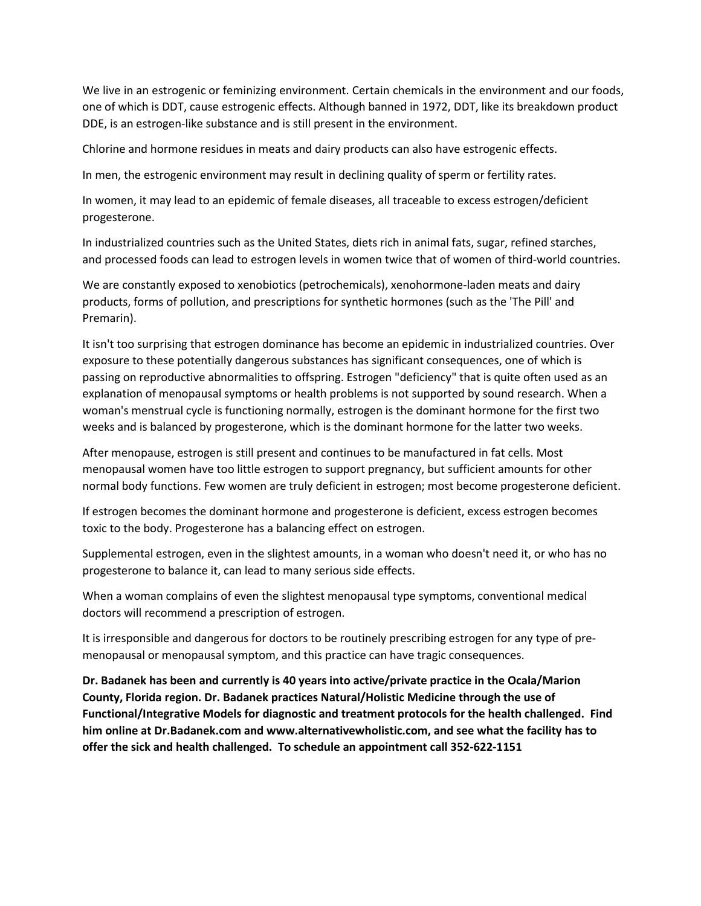We live in an estrogenic or feminizing environment. Certain chemicals in the environment and our foods, one of which is DDT, cause estrogenic effects. Although banned in 1972, DDT, like its breakdown product DDE, is an estrogen-like substance and is still present in the environment.

Chlorine and hormone residues in meats and dairy products can also have estrogenic effects.

In men, the estrogenic environment may result in declining quality of sperm or fertility rates.

In women, it may lead to an epidemic of female diseases, all traceable to excess estrogen/deficient progesterone.

In industrialized countries such as the United States, diets rich in animal fats, sugar, refined starches, and processed foods can lead to estrogen levels in women twice that of women of third-world countries.

We are constantly exposed to xenobiotics (petrochemicals), xenohormone-laden meats and dairy products, forms of pollution, and prescriptions for synthetic hormones (such as the 'The Pill' and Premarin).

It isn't too surprising that estrogen dominance has become an epidemic in industrialized countries. Over exposure to these potentially dangerous substances has significant consequences, one of which is passing on reproductive abnormalities to offspring. Estrogen "deficiency" that is quite often used as an explanation of menopausal symptoms or health problems is not supported by sound research. When a woman's menstrual cycle is functioning normally, estrogen is the dominant hormone for the first two weeks and is balanced by progesterone, which is the dominant hormone for the latter two weeks.

After menopause, estrogen is still present and continues to be manufactured in fat cells. Most menopausal women have too little estrogen to support pregnancy, but sufficient amounts for other normal body functions. Few women are truly deficient in estrogen; most become progesterone deficient.

If estrogen becomes the dominant hormone and progesterone is deficient, excess estrogen becomes toxic to the body. Progesterone has a balancing effect on estrogen.

Supplemental estrogen, even in the slightest amounts, in a woman who doesn't need it, or who has no progesterone to balance it, can lead to many serious side effects.

When a woman complains of even the slightest menopausal type symptoms, conventional medical doctors will recommend a prescription of estrogen.

It is irresponsible and dangerous for doctors to be routinely prescribing estrogen for any type of pre-menopausal or menopausal symptom, and this practice can have tragic consequences.

**Dr. Badanek has been and currently is 40 years into active/private practice in the Ocala/Marion County, Florida region. Dr. Badanek practices Natural/Holistic Medicine through the use of Functional/Integrative Models for diagnostic and treatment protocols for the health challenged. Find him online at Dr.Badanek.com and www.alternativewholistic.com, and see what the facility has to offer the sick and health challenged. To schedule an appointment call 352-622-1151**